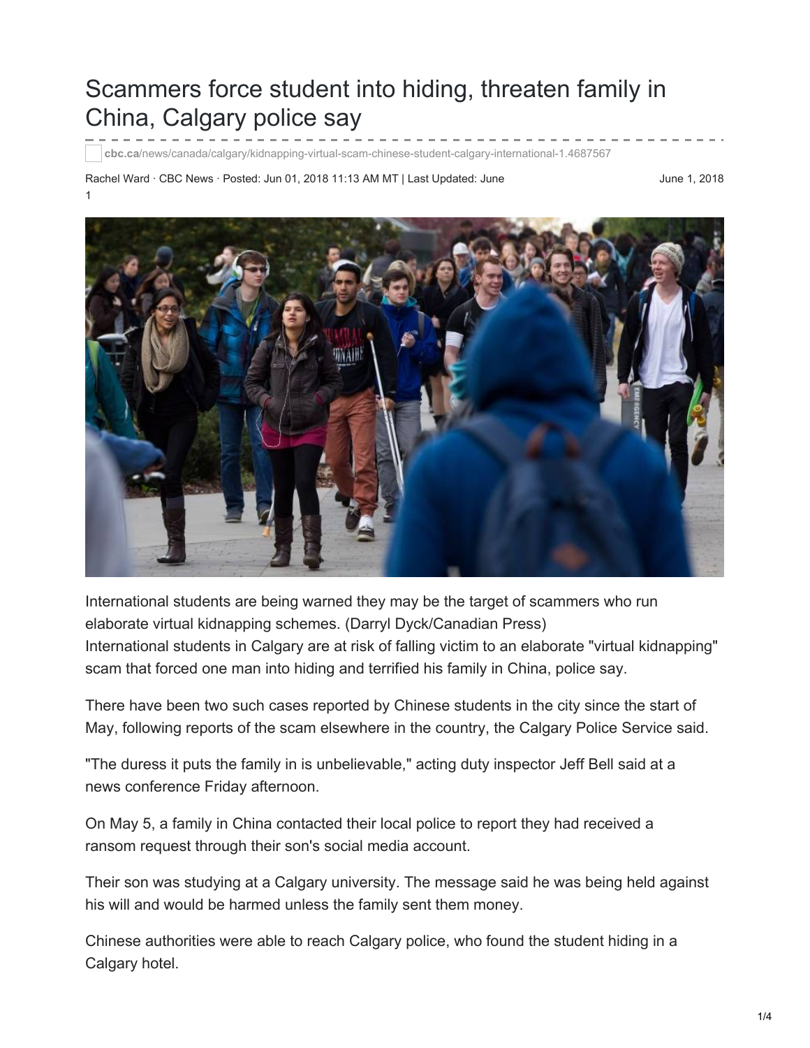# Scammers force student into hiding, threaten family in China, Calgary police say

cbc.ca/news/canada/calgary/kidnapping-virtual-scam-chinese-student-calgary-international-1.4687567

Rachel Ward · CBC News · Posted: Jun 01, 2018 11:13 AM MT | Last Updated: June 1

June 1, 2018

International students are being warned they may be the target of scammers who run elaborate virtual kidnapping schemes. (Darryl Dyck/Canadian Press)

International students in Calgary are at risk of falling victim to an elaborate "virtual kidnapping" scam that forced one man into hiding and terrified his family in China, police say.

There have been two such cases reported by Chinese students in the city since the start of May, following reports of the scam elsewhere in the country, the Calgary Police Service said.

"The duress it puts the family in is unbelievable," acting duty inspector Jeff Bell said at a news conference Friday afternoon.

On May 5, a family in China contacted their local police to report they had received a ransom request through their son's social media account.

Their son was studying at a Calgary university. The message said he was being held against his will and would be harmed unless the family sent them money.

Chinese authorities were able to reach Calgary police, who found the student hiding in a Calgary hotel.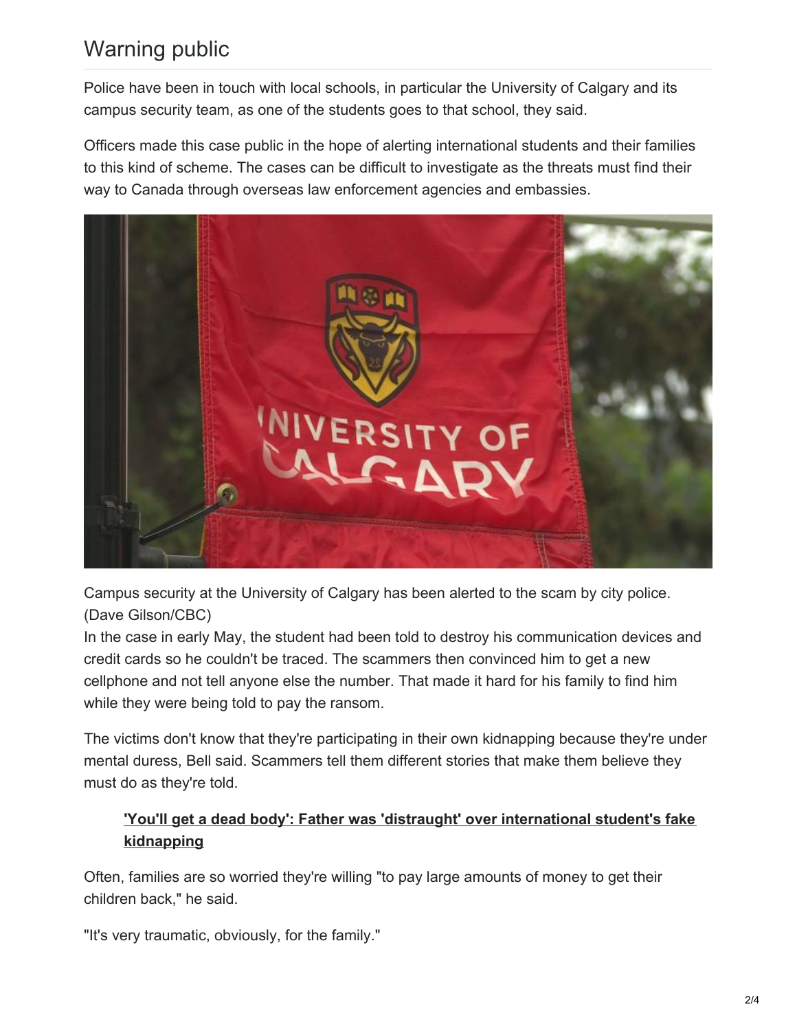## Warning public

Police have been in touch with local schools, in particular the University of Calgary and its campus security team, as one of the students goes to that school, they said.

Officers made this case public in the hope of alerting international students and their families to this kind of scheme. The cases can be difficult to investigate as the threats must find their way to Canada through overseas law enforcement agencies and embassies.

Campus security at the University of Calgary has been alerted to the scam by city police. (Dave Gilson/CBC)

In the case in early May, the student had been told to destroy his communication devices and credit cards so he couldn't be traced. The scammers then convinced him to get a new cellphone and not tell anyone else the number. That made it hard for his family to find him while they were being told to pay the ransom.

The victims don't know that they're participating in their own kidnapping because they're under mental duress, Bell said. Scammers tell them different stories that make them believe they must do as they're told.

> **'You'll get a dead body': Father was 'distraught' over international student's fake kidnapping**

Often, families are so worried they're willing "to pay large amounts of money to get their children back," he said.

"It's very traumatic, obviously, for the family."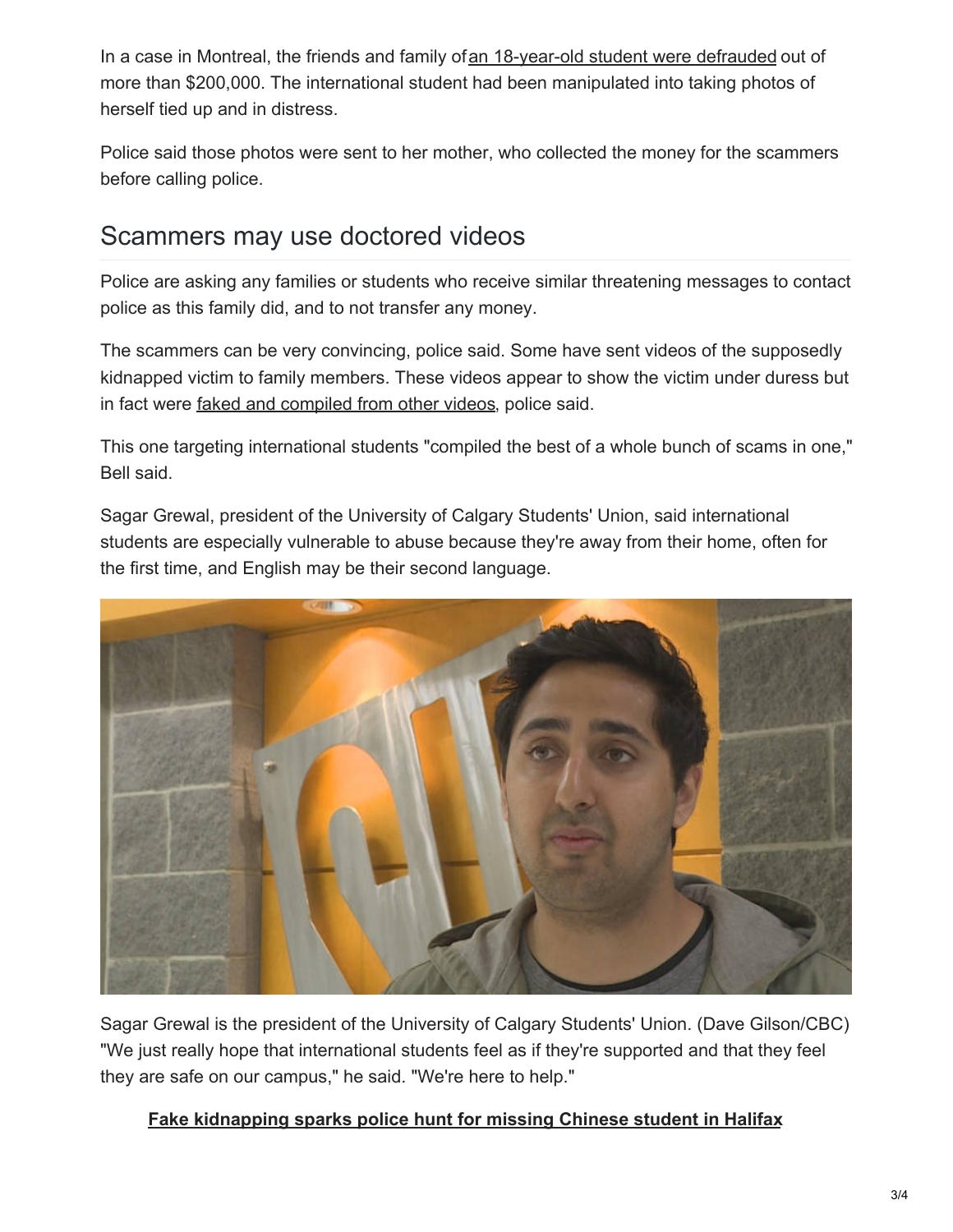In a case in Montreal, the friends and family of an 18-year-old student were defrauded out of more than $200,000. The international student had been manipulated into taking photos of herself tied up and in distress.

Police said those photos were sent to her mother, who collected the money for the scammers before calling police.

## Scammers may use doctored videos

Police are asking any families or students who receive similar threatening messages to contact police as this family did, and to not transfer any money.

The scammers can be very convincing, police said. Some have sent videos of the supposedly kidnapped victim to family members. These videos appear to show the victim under duress but in fact were faked and compiled from other videos, police said.

This one targeting international students "compiled the best of a whole bunch of scams in one," Bell said.

Sagar Grewal, president of the University of Calgary Students' Union, said international students are especially vulnerable to abuse because they're away from their home, often for the first time, and English may be their second language.

Sagar Grewal is the president of the University of Calgary Students' Union. (Dave Gilson/CBC)

"We just really hope that international students feel as if they're supported and that they feel they are safe on our campus," he said. "We're here to help."

**Fake kidnapping sparks police hunt for missing Chinese student in Halifax**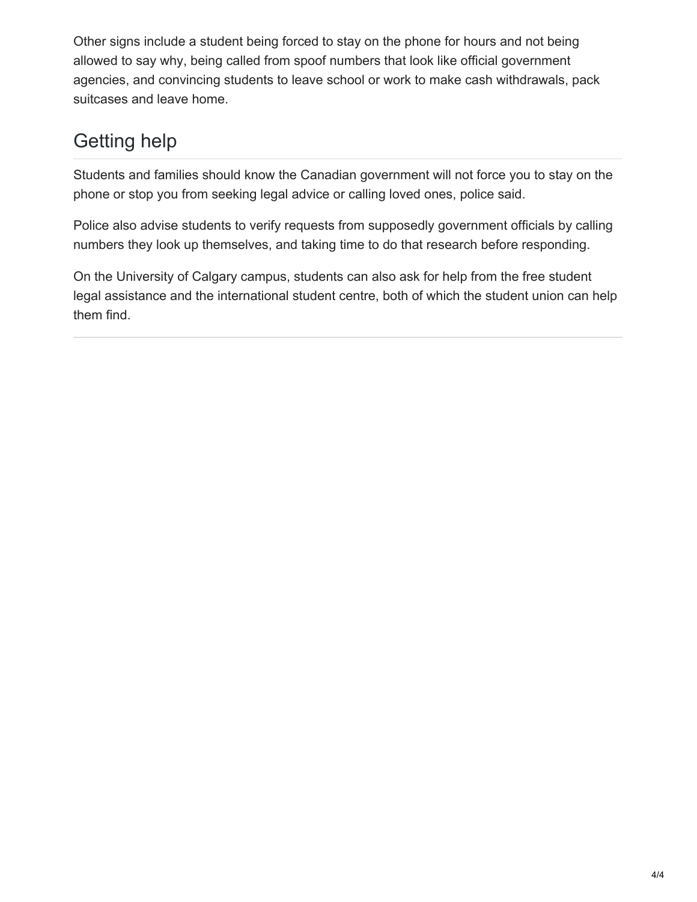Other signs include a student being forced to stay on the phone for hours and not being allowed to say why, being called from spoof numbers that look like official government agencies, and convincing students to leave school or work to make cash withdrawals, pack suitcases and leave home.

## Getting help

Students and families should know the Canadian government will not force you to stay on the phone or stop you from seeking legal advice or calling loved ones, police said.

Police also advise students to verify requests from supposedly government officials by calling numbers they look up themselves, and taking time to do that research before responding.

On the University of Calgary campus, students can also ask for help from the free student legal assistance and the international student centre, both of which the student union can help them find.